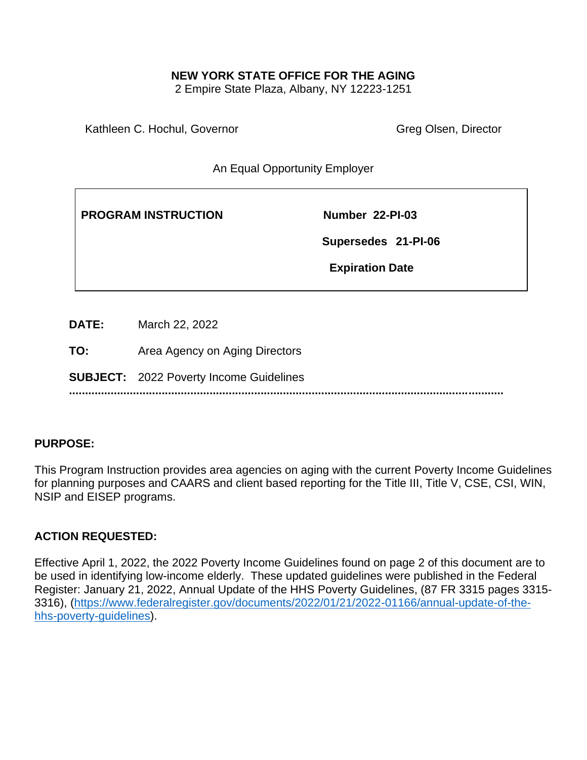**NEW YORK STATE OFFICE FOR THE AGING**
2 Empire State Plaza, Albany, NY 12223-1251

Kathleen C. Hochul, Governor | Greg Olsen, Director

An Equal Opportunity Employer

| **PROGRAM INSTRUCTION** | **Number 22-PI-03** |
|---|---|
| | **Supersedes 21-PI-06** |
| | **Expiration Date** |

**DATE:** March 22, 2022

**TO:** Area Agency on Aging Directors

**SUBJECT:** 2022 Poverty Income Guidelines

---

## PURPOSE:

This Program Instruction provides area agencies on aging with the current Poverty Income Guidelines for planning purposes and CAARS and client based reporting for the Title III, Title V, CSE, CSI, WIN, NSIP and EISEP programs.

## ACTION REQUESTED:

Effective April 1, 2022, the 2022 Poverty Income Guidelines found on page 2 of this document are to be used in identifying low-income elderly. These updated guidelines were published in the Federal Register: January 21, 2022, Annual Update of the HHS Poverty Guidelines, (87 FR 3315 pages 3315-3316), (https://www.federalregister.gov/documents/2022/01/21/2022-01166/annual-update-of-the-hhs-poverty-guidelines).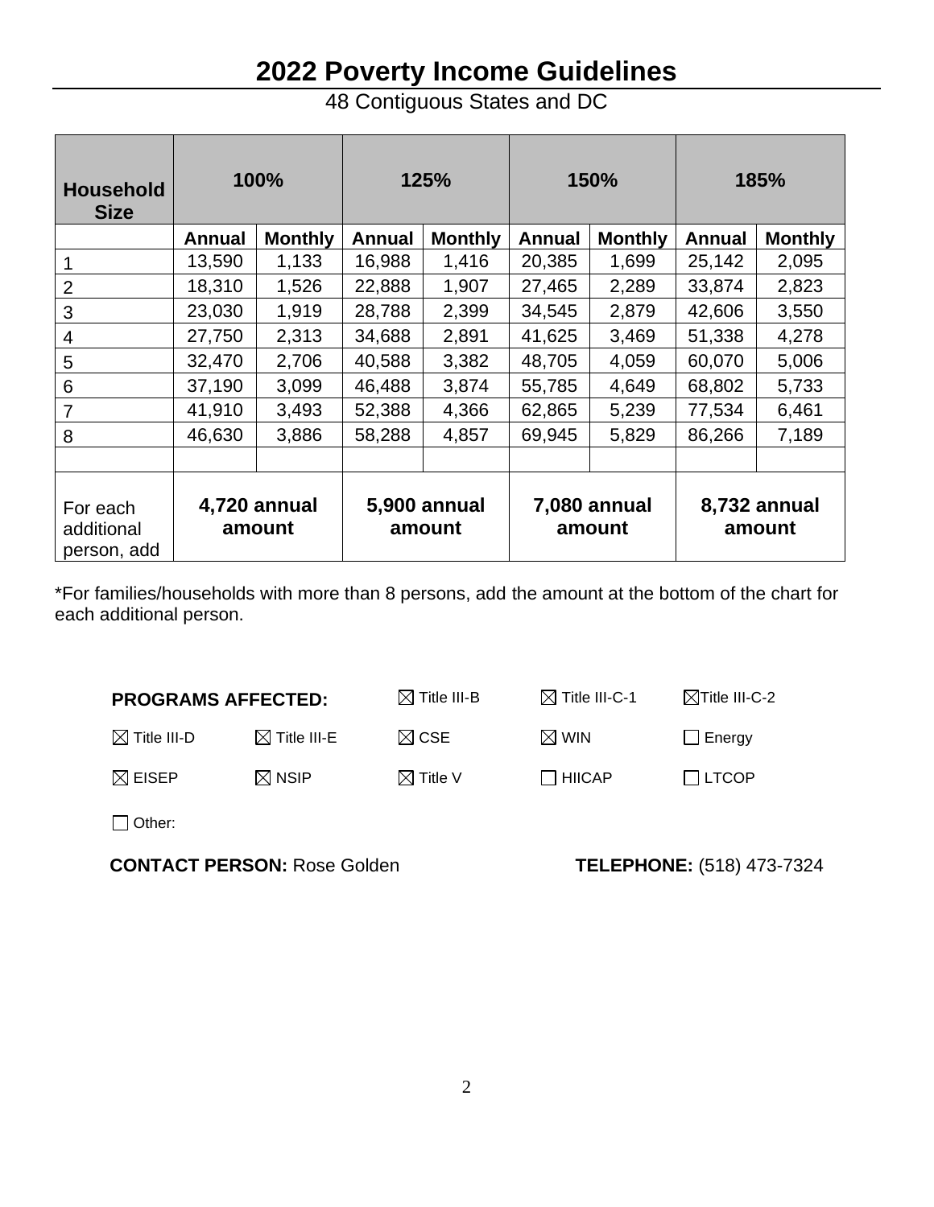# 2022 Poverty Income Guidelines

48 Contiguous States and DC

| Household Size | 100% | | 125% | | 150% | | 185% | |
|---|---|---|---|---|---|---|---|---|
| | Annual | Monthly | Annual | Monthly | Annual | Monthly | Annual | Monthly |
| 1 | 13,590 | 1,133 | 16,988 | 1,416 | 20,385 | 1,699 | 25,142 | 2,095 |
| 2 | 18,310 | 1,526 | 22,888 | 1,907 | 27,465 | 2,289 | 33,874 | 2,823 |
| 3 | 23,030 | 1,919 | 28,788 | 2,399 | 34,545 | 2,879 | 42,606 | 3,550 |
| 4 | 27,750 | 2,313 | 34,688 | 2,891 | 41,625 | 3,469 | 51,338 | 4,278 |
| 5 | 32,470 | 2,706 | 40,588 | 3,382 | 48,705 | 4,059 | 60,070 | 5,006 |
| 6 | 37,190 | 3,099 | 46,488 | 3,874 | 55,785 | 4,649 | 68,802 | 5,733 |
| 7 | 41,910 | 3,493 | 52,388 | 4,366 | 62,865 | 5,239 | 77,534 | 6,461 |
| 8 | 46,630 | 3,886 | 58,288 | 4,857 | 69,945 | 5,829 | 86,266 | 7,189 |
| | | | | | | | | |
| For each additional person, add | **4,720 annual amount** | | **5,900 annual amount** | | **7,080 annual amount** | | **8,732 annual amount** | |

*For families/households with more than 8 persons, add the amount at the bottom of the chart for each additional person.

**PROGRAMS AFFECTED:**

- ☒ Title III-B
- ☒ Title III-C-1
- ☒ Title III-C-2
- ☒ Title III-D
- ☒ Title III-E
- ☒ CSE
- ☒ WIN
- ☐ Energy
- ☒ EISEP
- ☒ NSIP
- ☒ Title V
- ☐ HIICAP
- ☐ LTCOP
- ☐ Other:

**CONTACT PERSON:** Rose Golden

**TELEPHONE:** (518) 473-7324